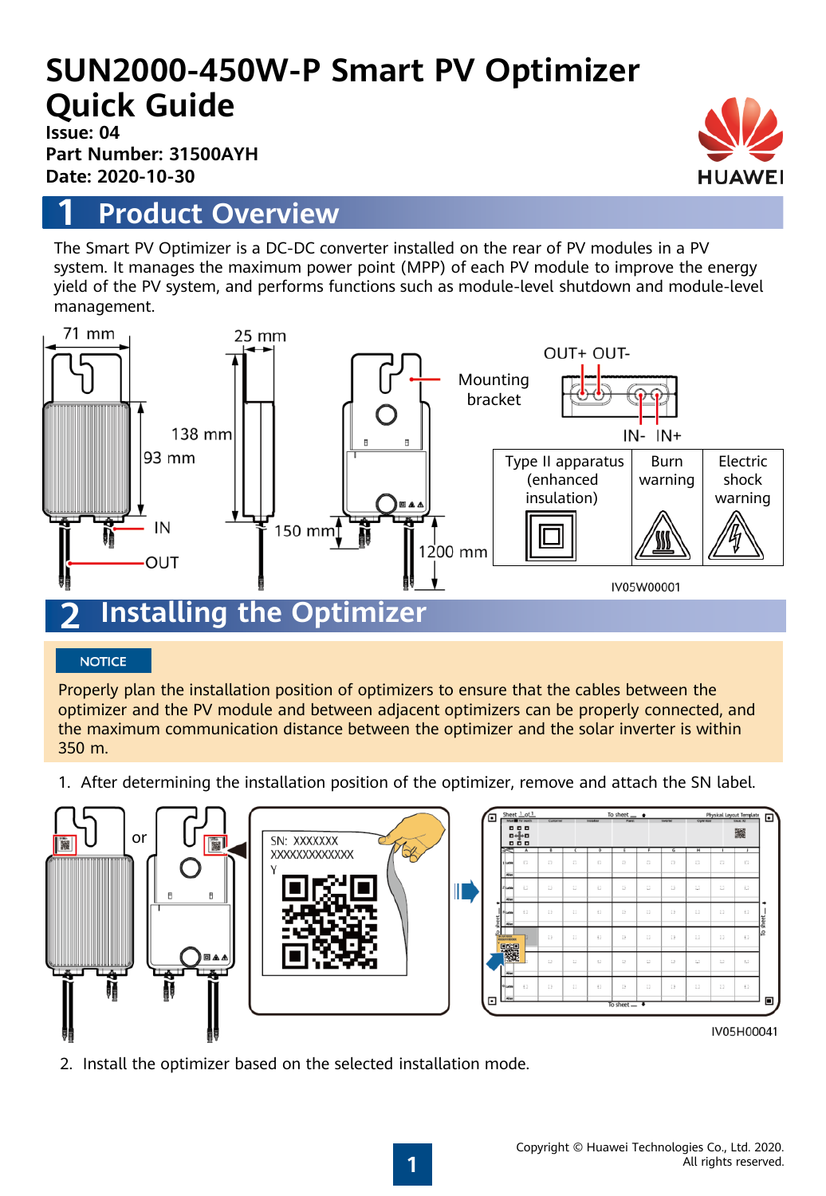# SUN2000-450W-P Smart PV Optimizer Quick Guide

**Issue: 04**
**Part Number: 31500AYH**
**Date: 2020-10-30**

## 1 Product Overview

The Smart PV Optimizer is a DC-DC converter installed on the rear of PV modules in a PV system. It manages the maximum power point (MPP) of each PV module to improve the energy yield of the PV system, and performs functions such as module-level shutdown and module-level management.

71 mm
25 mm
138 mm
93 mm
IN
OUT
150 mm
1200 mm
Mounting bracket
OUT+ OUT-
IN- IN+

| Type II apparatus (enhanced insulation) | Burn warning | Electric shock warning |
|---|---|---|

IV05W00001

## 2 Installing the Optimizer

NOTICE

Properly plan the installation position of optimizers to ensure that the cables between the optimizer and the PV module and between adjacent optimizers can be properly connected, and the maximum communication distance between the optimizer and the solar inverter is within 350 m.

1. After determining the installation position of the optimizer, remove and attach the SN label.

or

SN: XXXXXXX
XXXXXXXXXXXXX
Y

IV05H00041

2. Install the optimizer based on the selected installation mode.

Copyright © Huawei Technologies Co., Ltd. 2020.
All rights reserved.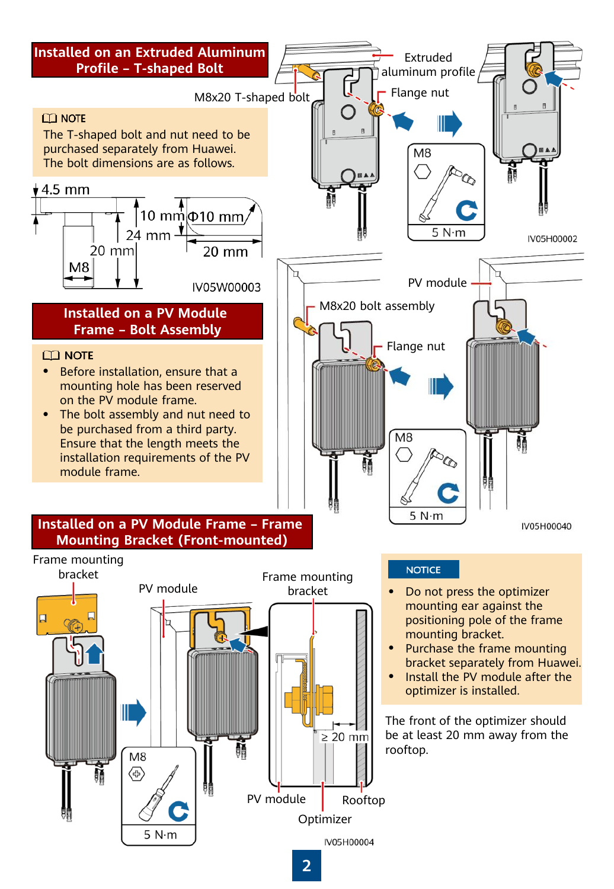## Installed on an Extruded Aluminum Profile – T-shaped Bolt

> NOTE
>
> The T-shaped bolt and nut need to be purchased separately from Huawei. The bolt dimensions are as follows.

4.5 mm

10 mm

Φ10 mm

24 mm

20 mm

M8

20 mm

IV05W00003

M8x20 T-shaped bolt

Extruded aluminum profile

Flange nut

M8

5 N·m

IV05H00002

## Installed on a PV Module Frame – Bolt Assembly

> NOTE
>
> - Before installation, ensure that a mounting hole has been reserved on the PV module frame.
> - The bolt assembly and nut need to be purchased from a third party. Ensure that the length meets the installation requirements of the PV module frame.

PV module

M8x20 bolt assembly

Flange nut

M8

5 N·m

IV05H00040

## Installed on a PV Module Frame – Frame Mounting Bracket (Front-mounted)

Frame mounting bracket

PV module

Frame mounting bracket

≥ 20 mm

M8

5 N·m

PV module

Rooftop

Optimizer

IV05H00004

> NOTICE
>
> - Do not press the optimizer mounting ear against the positioning pole of the frame mounting bracket.
> - Purchase the frame mounting bracket separately from Huawei.
> - Install the PV module after the optimizer is installed.

The front of the optimizer should be at least 20 mm away from the rooftop.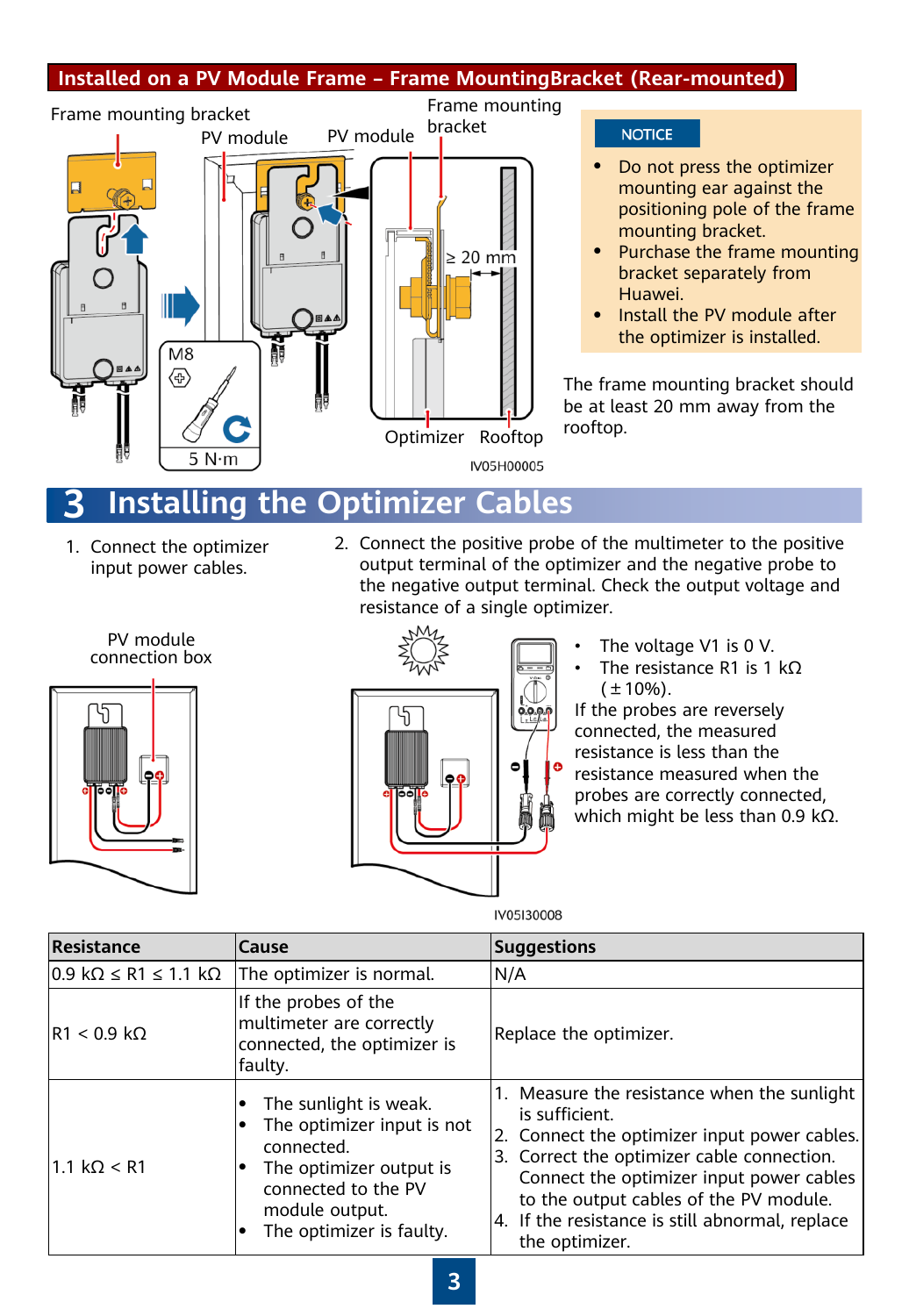## Installed on a PV Module Frame – Frame MountingBracket (Rear-mounted)

Frame mounting bracket

PV module

PV module

Frame mounting bracket

M8

5 N·m

≥ 20 mm

Optimizer

Rooftop

IV05H00005

NOTICE

- Do not press the optimizer mounting ear against the positioning pole of the frame mounting bracket.
- Purchase the frame mounting bracket separately from Huawei.
- Install the PV module after the optimizer is installed.

The frame mounting bracket should be at least 20 mm away from the rooftop.

# 3 Installing the Optimizer Cables

1. Connect the optimizer input power cables.

PV module connection box

2. Connect the positive probe of the multimeter to the positive output terminal of the optimizer and the negative probe to the negative output terminal. Check the output voltage and resistance of a single optimizer.

- The voltage V1 is 0 V.
- The resistance R1 is 1 kΩ (±10%).

If the probes are reversely connected, the measured resistance is less than the resistance measured when the probes are correctly connected, which might be less than 0.9 kΩ.

IV05I30008

| Resistance | Cause | Suggestions |
|---|---|---|
| 0.9 kΩ ≤ R1 ≤ 1.1 kΩ | The optimizer is normal. | N/A |
| R1 < 0.9 kΩ | If the probes of the multimeter are correctly connected, the optimizer is faulty. | Replace the optimizer. |
| 1.1 kΩ < R1 | • The sunlight is weak.<br>• The optimizer input is not connected.<br>• The optimizer output is connected to the PV module output.<br>• The optimizer is faulty. | 1. Measure the resistance when the sunlight is sufficient.<br>2. Connect the optimizer input power cables.<br>3. Correct the optimizer cable connection. Connect the optimizer input power cables to the output cables of the PV module.<br>4. If the resistance is still abnormal, replace the optimizer. |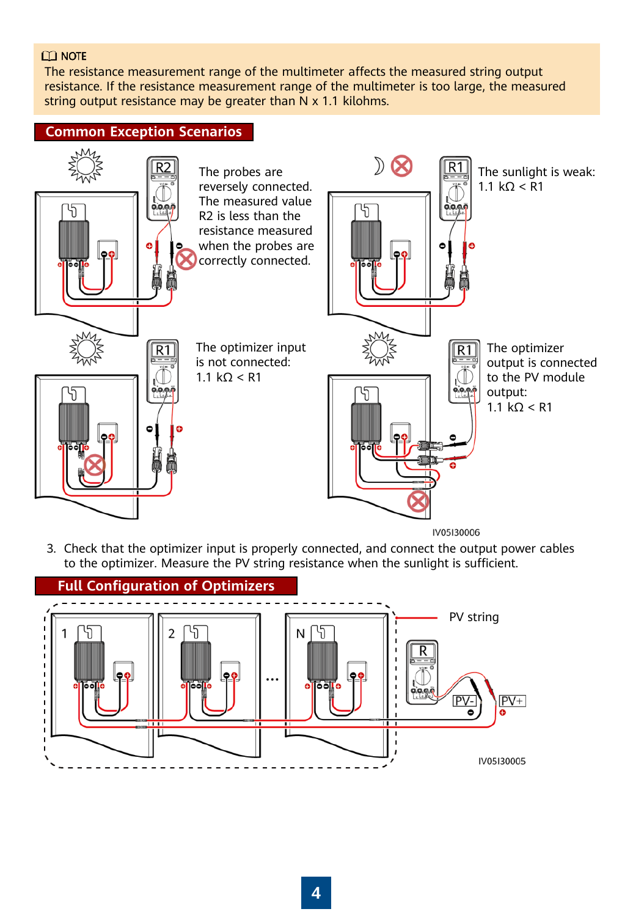> 📖 NOTE
>
> The resistance measurement range of the multimeter affects the measured string output resistance. If the resistance measurement range of the multimeter is too large, the measured string output resistance may be greater than N x 1.1 kilohms.

## Common Exception Scenarios

The probes are reversely connected. The measured value R2 is less than the resistance measured when the probes are correctly connected.

The sunlight is weak: 1.1 kΩ < R1

The optimizer input is not connected: 1.1 kΩ < R1

The optimizer output is connected to the PV module output: 1.1 kΩ < R1

IV05I30006

3. Check that the optimizer input is properly connected, and connect the output power cables to the optimizer. Measure the PV string resistance when the sunlight is sufficient.

## Full Configuration of Optimizers

PV string

IV05I30005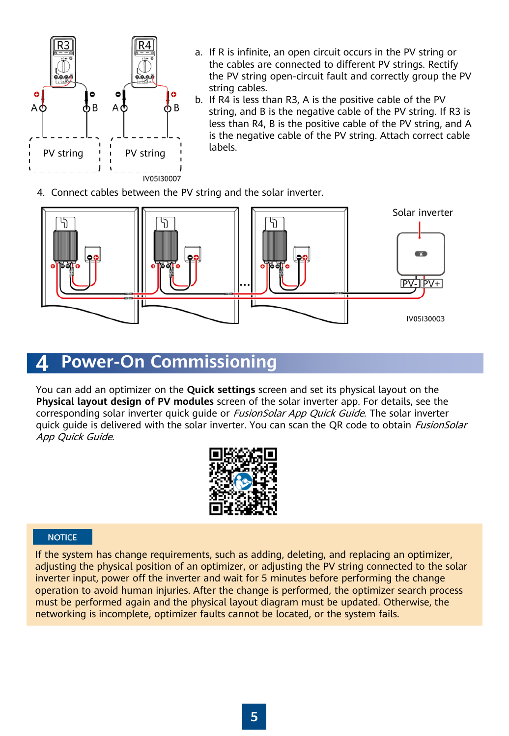a. If R is infinite, an open circuit occurs in the PV string or the cables are connected to different PV strings. Rectify the PV string open-circuit fault and correctly group the PV string cables.
b. If R4 is less than R3, A is the positive cable of the PV string, and B is the negative cable of the PV string. If R3 is less than R4, B is the positive cable of the PV string, and A is the negative cable of the PV string. Attach correct cable labels.

4. Connect cables between the PV string and the solar inverter.

# 4 Power-On Commissioning

You can add an optimizer on the **Quick settings** screen and set its physical layout on the **Physical layout design of PV modules** screen of the solar inverter app. For details, see the corresponding solar inverter quick guide or *FusionSolar App Quick Guide*. The solar inverter quick guide is delivered with the solar inverter. You can scan the QR code to obtain *FusionSolar App Quick Guide*.

**NOTICE**

If the system has change requirements, such as adding, deleting, and replacing an optimizer, adjusting the physical position of an optimizer, or adjusting the PV string connected to the solar inverter input, power off the inverter and wait for 5 minutes before performing the change operation to avoid human injuries. After the change is performed, the optimizer search process must be performed again and the physical layout diagram must be updated. Otherwise, the networking is incomplete, optimizer faults cannot be located, or the system fails.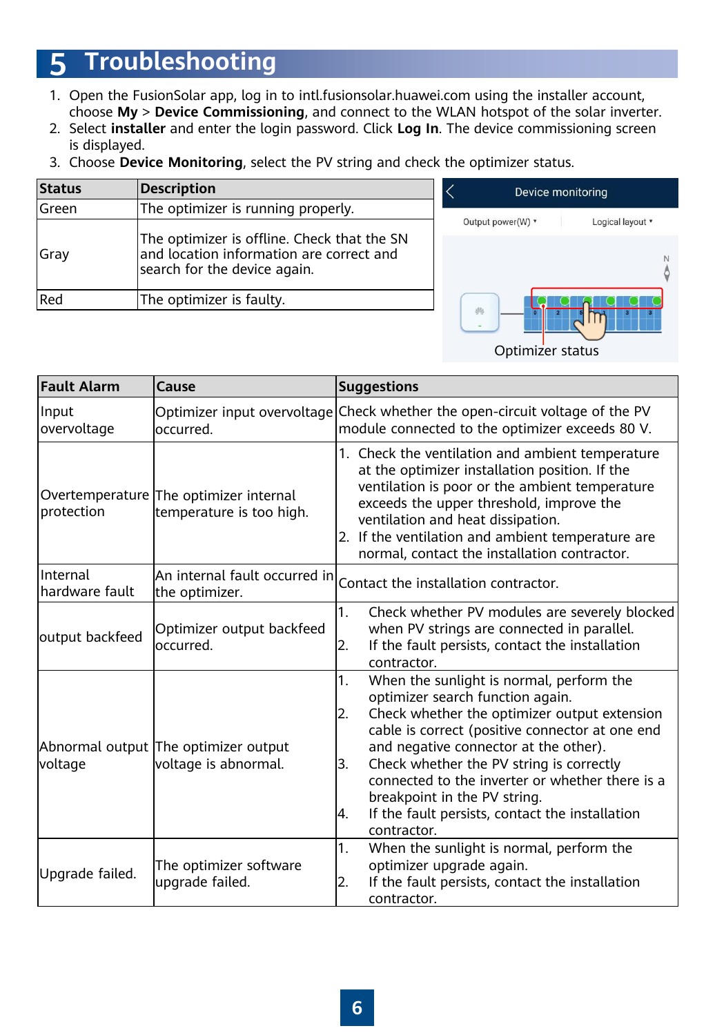# 5 Troubleshooting

1. Open the FusionSolar app, log in to intl.fusionsolar.huawei.com using the installer account, choose **My** > **Device Commissioning**, and connect to the WLAN hotspot of the solar inverter.
2. Select **installer** and enter the login password. Click **Log In**. The device commissioning screen is displayed.
3. Choose **Device Monitoring**, select the PV string and check the optimizer status.

| Status | Description |
| --- | --- |
| Green | The optimizer is running properly. |
| Gray | The optimizer is offline. Check that the SN and location information are correct and search for the device again. |
| Red | The optimizer is faulty. |

Device monitoring

Output power(W) ▾ Logical layout ▾

Optimizer status

| Fault Alarm | Cause | Suggestions |
| --- | --- | --- |
| Input overvoltage | Optimizer input overvoltage occurred. | Check whether the open-circuit voltage of the PV module connected to the optimizer exceeds 80 V. |
| Overtemperature protection | The optimizer internal temperature is too high. | 1. Check the ventilation and ambient temperature at the optimizer installation position. If the ventilation is poor or the ambient temperature exceeds the upper threshold, improve the ventilation and heat dissipation.<br>2. If the ventilation and ambient temperature are normal, contact the installation contractor. |
| Internal hardware fault | An internal fault occurred in the optimizer. | Contact the installation contractor. |
| output backfeed | Optimizer output backfeed occurred. | 1. Check whether PV modules are severely blocked when PV strings are connected in parallel.<br>2. If the fault persists, contact the installation contractor. |
| Abnormal output voltage | The optimizer output voltage is abnormal. | 1. When the sunlight is normal, perform the optimizer search function again.<br>2. Check whether the optimizer output extension cable is correct (positive connector at one end and negative connector at the other).<br>3. Check whether the PV string is correctly connected to the inverter or whether there is a breakpoint in the PV string.<br>4. If the fault persists, contact the installation contractor. |
| Upgrade failed. | The optimizer software upgrade failed. | 1. When the sunlight is normal, perform the optimizer upgrade again.<br>2. If the fault persists, contact the installation contractor. |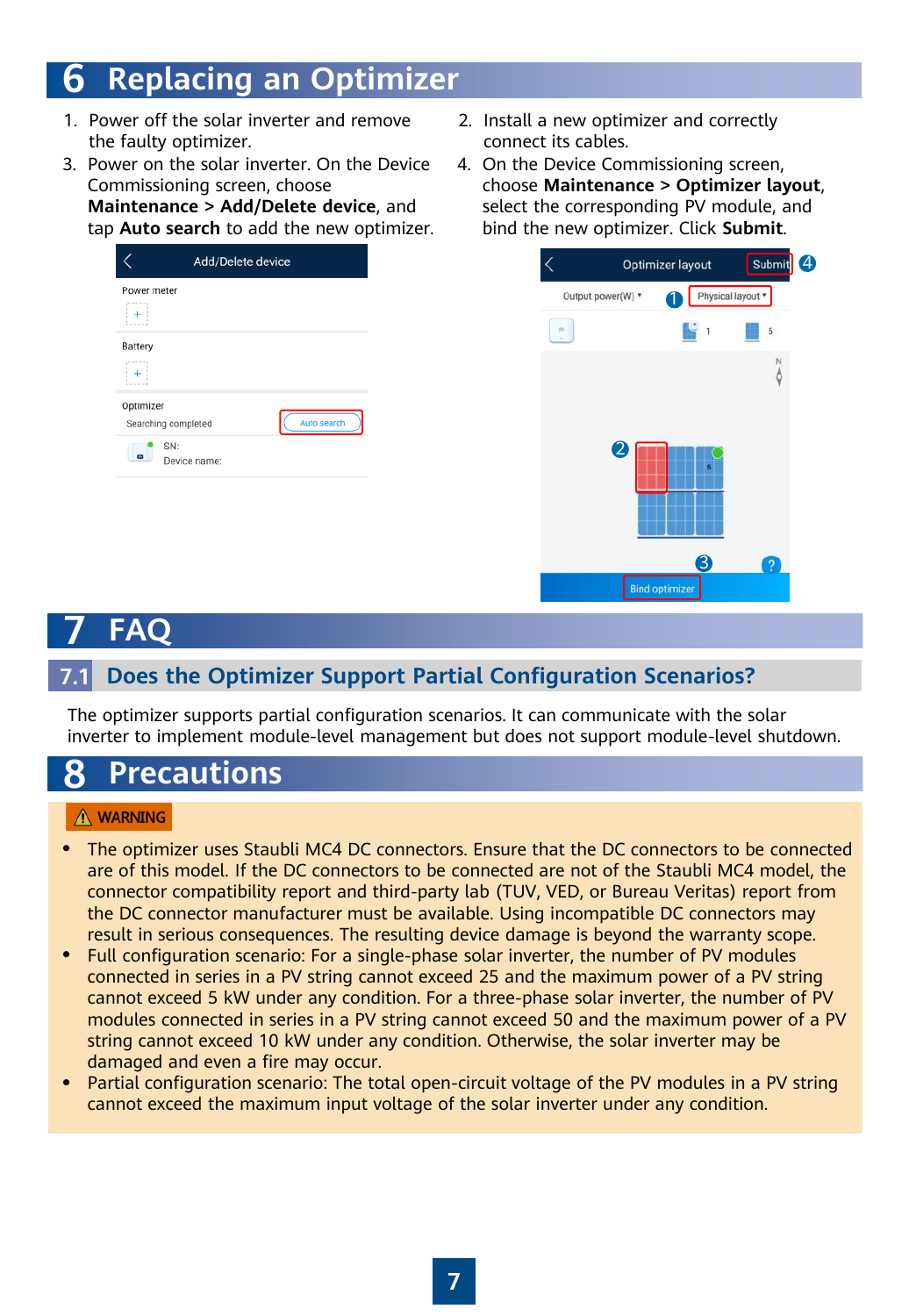# 6 Replacing an Optimizer

1. Power off the solar inverter and remove the faulty optimizer.
2. Install a new optimizer and correctly connect its cables.
3. Power on the solar inverter. On the Device Commissioning screen, choose **Maintenance** > **Add/Delete device**, and tap **Auto search** to add the new optimizer.
4. On the Device Commissioning screen, choose **Maintenance** > **Optimizer layout**, select the corresponding PV module, and bind the new optimizer. Click **Submit**.

# 7 FAQ

## 7.1 Does the Optimizer Support Partial Configuration Scenarios?

The optimizer supports partial configuration scenarios. It can communicate with the solar inverter to implement module-level management but does not support module-level shutdown.

# 8 Precautions

**WARNING**

- The optimizer uses Staubli MC4 DC connectors. Ensure that the DC connectors to be connected are of this model. If the DC connectors to be connected are not of the Staubli MC4 model, the connector compatibility report and third-party lab (TUV, VED, or Bureau Veritas) report from the DC connector manufacturer must be available. Using incompatible DC connectors may result in serious consequences. The resulting device damage is beyond the warranty scope.
- Full configuration scenario: For a single-phase solar inverter, the number of PV modules connected in series in a PV string cannot exceed 25 and the maximum power of a PV string cannot exceed 5 kW under any condition. For a three-phase solar inverter, the number of PV modules connected in series in a PV string cannot exceed 50 and the maximum power of a PV string cannot exceed 10 kW under any condition. Otherwise, the solar inverter may be damaged and even a fire may occur.
- Partial configuration scenario: The total open-circuit voltage of the PV modules in a PV string cannot exceed the maximum input voltage of the solar inverter under any condition.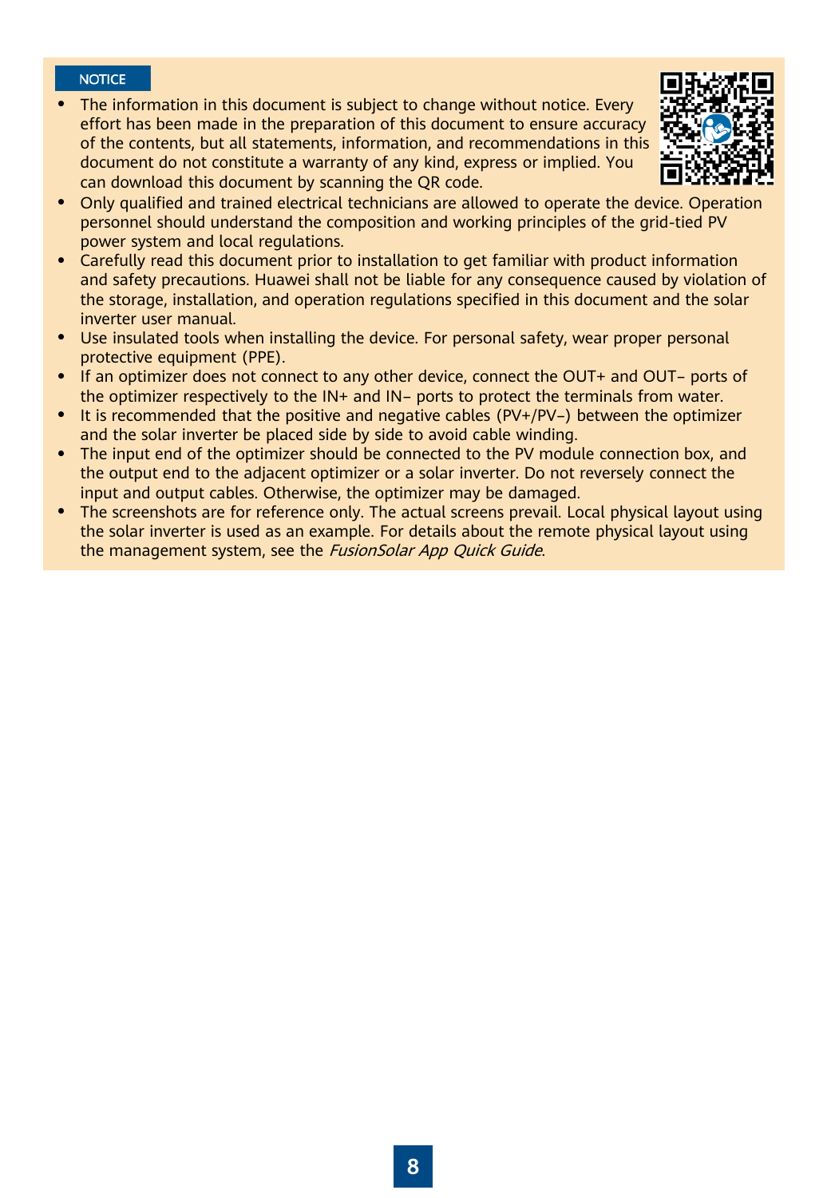NOTICE

- The information in this document is subject to change without notice. Every effort has been made in the preparation of this document to ensure accuracy of the contents, but all statements, information, and recommendations in this document do not constitute a warranty of any kind, express or implied. You can download this document by scanning the QR code.
- Only qualified and trained electrical technicians are allowed to operate the device. Operation personnel should understand the composition and working principles of the grid-tied PV power system and local regulations.
- Carefully read this document prior to installation to get familiar with product information and safety precautions. Huawei shall not be liable for any consequence caused by violation of the storage, installation, and operation regulations specified in this document and the solar inverter user manual.
- Use insulated tools when installing the device. For personal safety, wear proper personal protective equipment (PPE).
- If an optimizer does not connect to any other device, connect the OUT+ and OUT– ports of the optimizer respectively to the IN+ and IN– ports to protect the terminals from water.
- It is recommended that the positive and negative cables (PV+/PV–) between the optimizer and the solar inverter be placed side by side to avoid cable winding.
- The input end of the optimizer should be connected to the PV module connection box, and the output end to the adjacent optimizer or a solar inverter. Do not reversely connect the input and output cables. Otherwise, the optimizer may be damaged.
- The screenshots are for reference only. The actual screens prevail. Local physical layout using the solar inverter is used as an example. For details about the remote physical layout using the management system, see the *FusionSolar App Quick Guide*.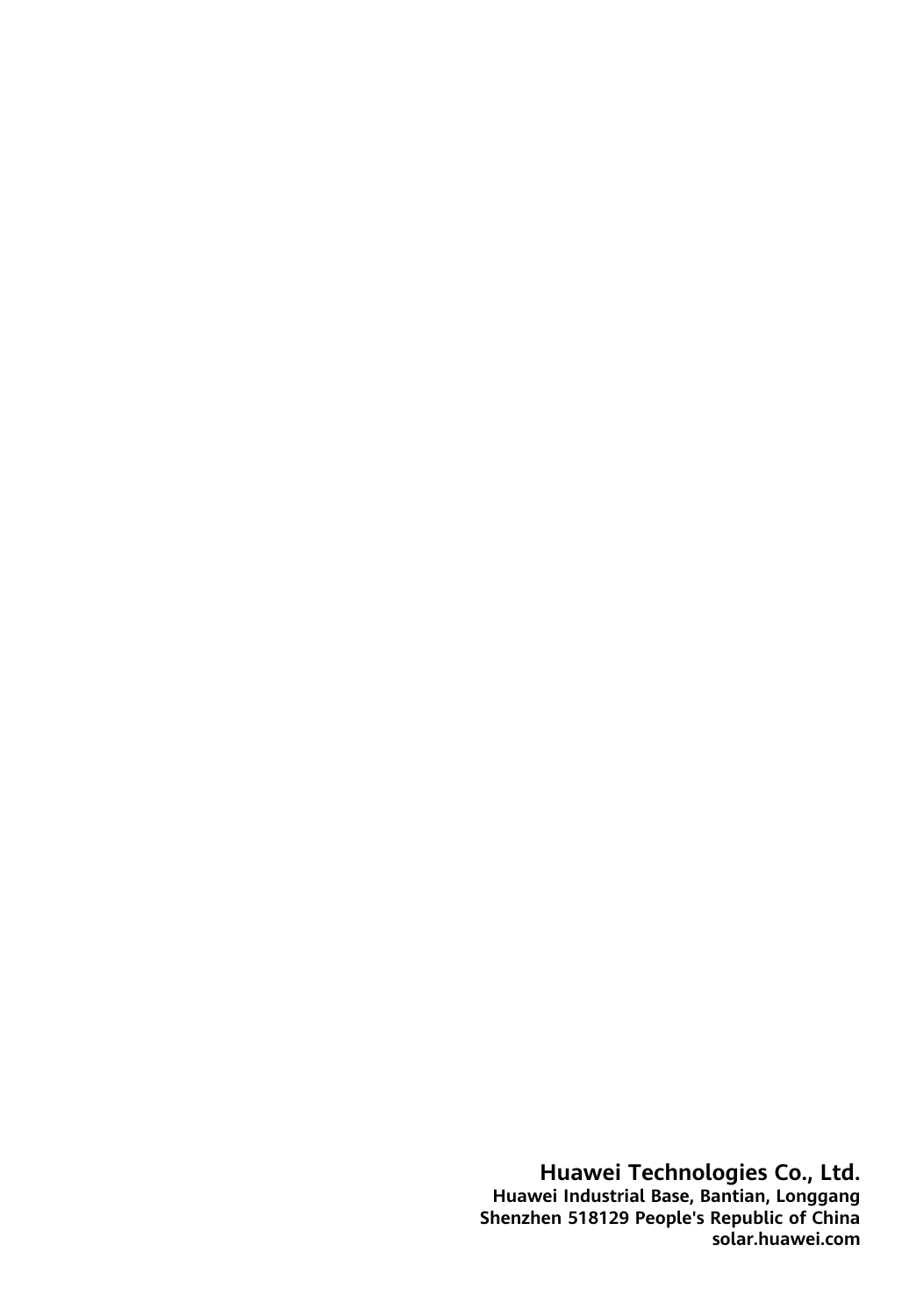**Huawei Technologies Co., Ltd.**

**Huawei Industrial Base, Bantian, Longgang**

**Shenzhen 518129 People's Republic of China**

**solar.huawei.com**